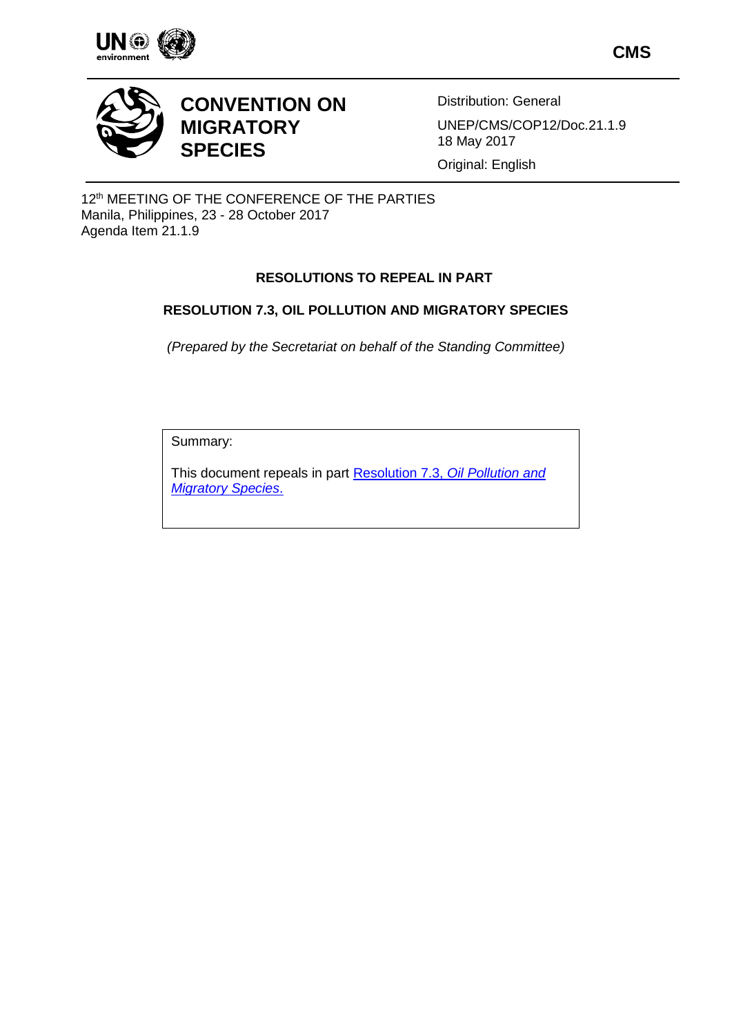CMS

# CONVENTION ON MIGRATORY SPECIES

Distribution: General

UNEP/CMS/COP12/Doc.21.1.9
18 May 2017

Original: English

12th MEETING OF THE CONFERENCE OF THE PARTIES
Manila, Philippines, 23 - 28 October 2017
Agenda Item 21.1.9

## RESOLUTIONS TO REPEAL IN PART

## RESOLUTION 7.3, OIL POLLUTION AND MIGRATORY SPECIES

*(Prepared by the Secretariat on behalf of the Standing Committee)*

Summary:

This document repeals in part Resolution 7.3, *Oil Pollution and Migratory Species*.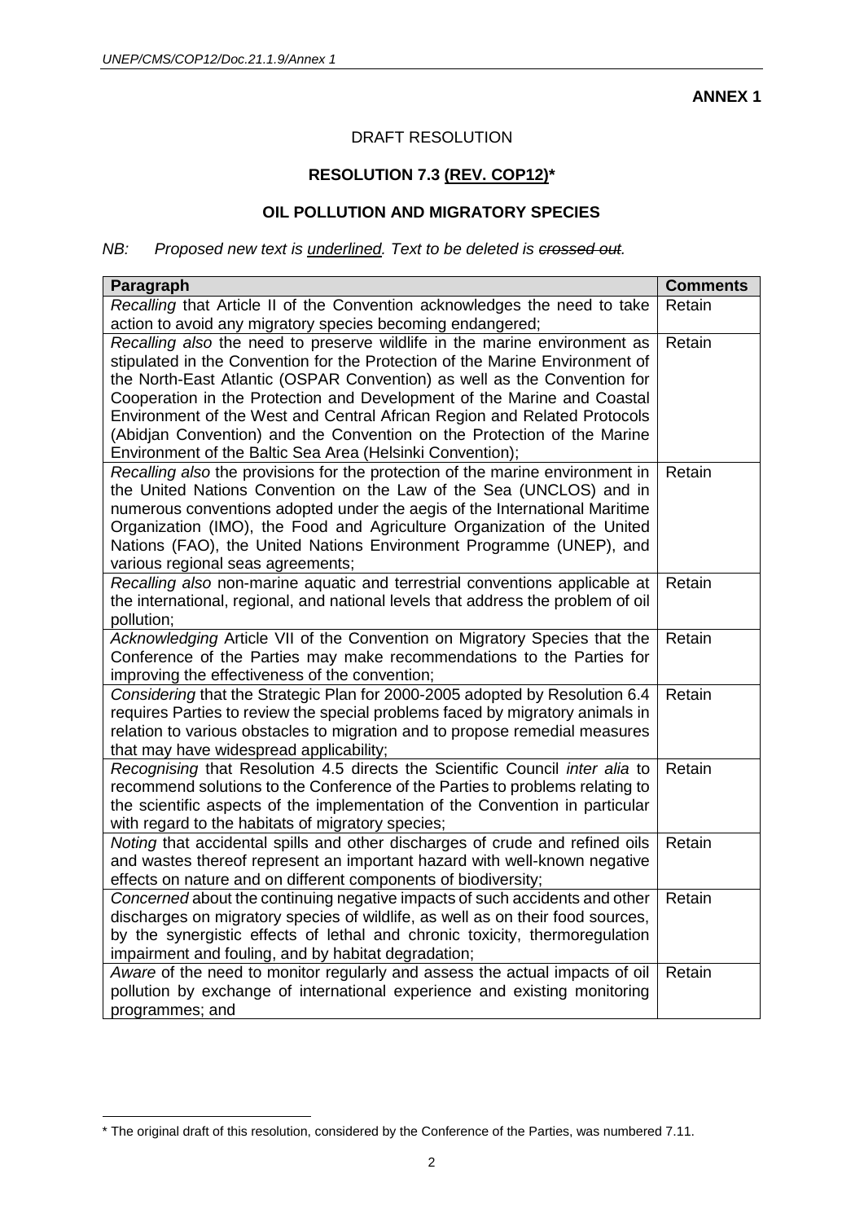**ANNEX 1**

DRAFT RESOLUTION

## RESOLUTION 7.3 <u>(REV. COP12)</u>*

## OIL POLLUTION AND MIGRATORY SPECIES

*NB: Proposed new text is <u>underlined</u>. Text to be deleted is ~~crossed out~~.*

| Paragraph | Comments |
|---|---|
| *Recalling* that Article II of the Convention acknowledges the need to take action to avoid any migratory species becoming endangered; | Retain |
| *Recalling also* the need to preserve wildlife in the marine environment as stipulated in the Convention for the Protection of the Marine Environment of the North-East Atlantic (OSPAR Convention) as well as the Convention for Cooperation in the Protection and Development of the Marine and Coastal Environment of the West and Central African Region and Related Protocols (Abidjan Convention) and the Convention on the Protection of the Marine Environment of the Baltic Sea Area (Helsinki Convention); | Retain |
| *Recalling also* the provisions for the protection of the marine environment in the United Nations Convention on the Law of the Sea (UNCLOS) and in numerous conventions adopted under the aegis of the International Maritime Organization (IMO), the Food and Agriculture Organization of the United Nations (FAO), the United Nations Environment Programme (UNEP), and various regional seas agreements; | Retain |
| *Recalling also* non-marine aquatic and terrestrial conventions applicable at the international, regional, and national levels that address the problem of oil pollution; | Retain |
| *Acknowledging* Article VII of the Convention on Migratory Species that the Conference of the Parties may make recommendations to the Parties for improving the effectiveness of the convention; | Retain |
| *Considering* that the Strategic Plan for 2000-2005 adopted by Resolution 6.4 requires Parties to review the special problems faced by migratory animals in relation to various obstacles to migration and to propose remedial measures that may have widespread applicability; | Retain |
| *Recognising* that Resolution 4.5 directs the Scientific Council *inter alia* to recommend solutions to the Conference of the Parties to problems relating to the scientific aspects of the implementation of the Convention in particular with regard to the habitats of migratory species; | Retain |
| *Noting* that accidental spills and other discharges of crude and refined oils and wastes thereof represent an important hazard with well-known negative effects on nature and on different components of biodiversity; | Retain |
| *Concerned* about the continuing negative impacts of such accidents and other discharges on migratory species of wildlife, as well as on their food sources, by the synergistic effects of lethal and chronic toxicity, thermoregulation impairment and fouling, and by habitat degradation; | Retain |
| *Aware* of the need to monitor regularly and assess the actual impacts of oil pollution by exchange of international experience and existing monitoring programmes; and | Retain |

\* The original draft of this resolution, considered by the Conference of the Parties, was numbered 7.11.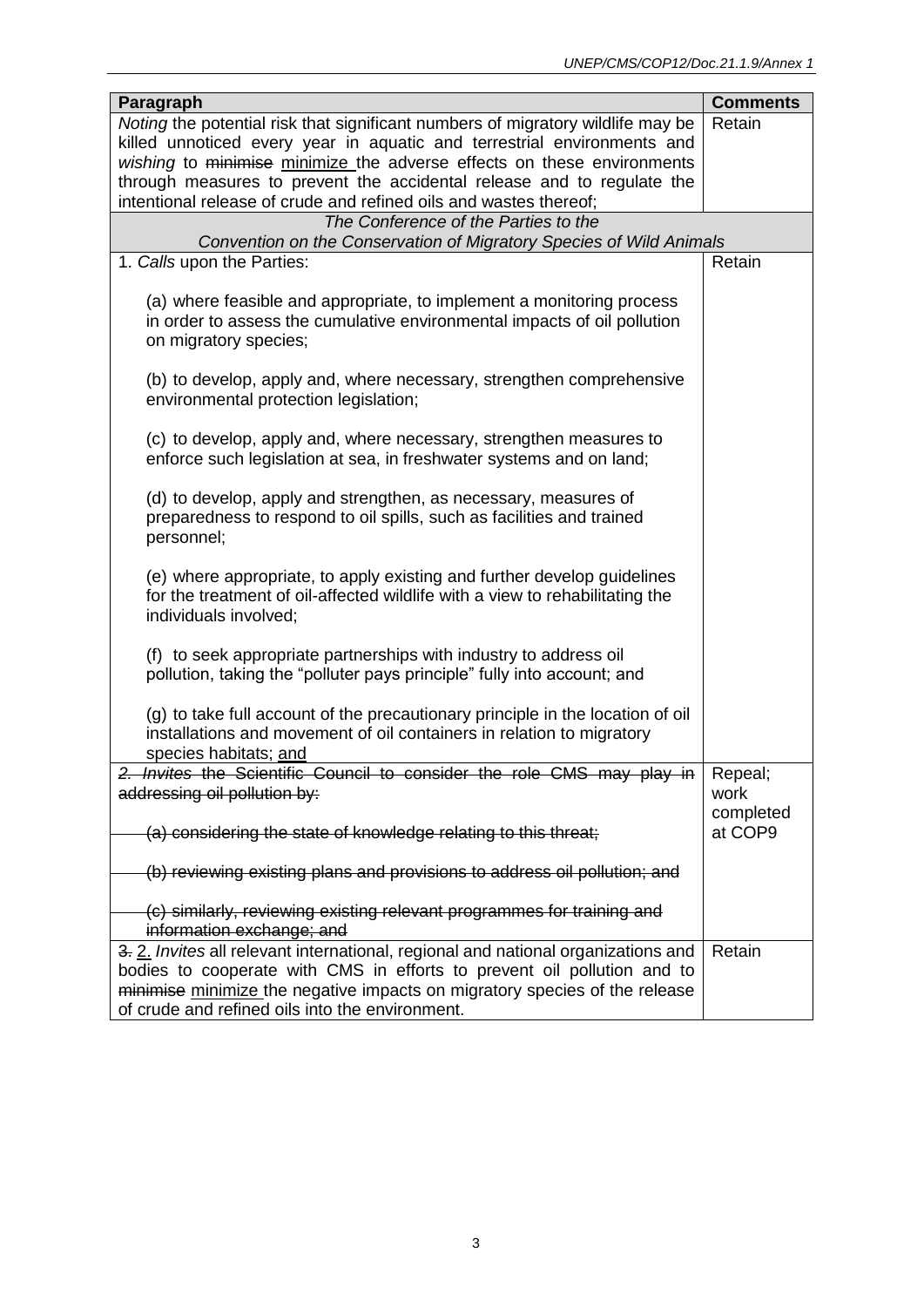| Paragraph | Comments |
| --- | --- |
| *Noting* the potential risk that significant numbers of migratory wildlife may be killed unnoticed every year in aquatic and terrestrial environments and *wishing* to ~~minimise~~ <u>minimize</u> the adverse effects on these environments through measures to prevent the accidental release and to regulate the intentional release of crude and refined oils and wastes thereof; | Retain |
| *The Conference of the Parties to the Convention on the Conservation of Migratory Species of Wild Animals* | |
| 1. *Calls* upon the Parties:<br><br>(a) where feasible and appropriate, to implement a monitoring process in order to assess the cumulative environmental impacts of oil pollution on migratory species;<br><br>(b) to develop, apply and, where necessary, strengthen comprehensive environmental protection legislation;<br><br>(c) to develop, apply and, where necessary, strengthen measures to enforce such legislation at sea, in freshwater systems and on land;<br><br>(d) to develop, apply and strengthen, as necessary, measures of preparedness to respond to oil spills, such as facilities and trained personnel;<br><br>(e) where appropriate, to apply existing and further develop guidelines for the treatment of oil-affected wildlife with a view to rehabilitating the individuals involved;<br><br>(f) to seek appropriate partnerships with industry to address oil pollution, taking the "polluter pays principle" fully into account; and<br><br>(g) to take full account of the precautionary principle in the location of oil installations and movement of oil containers in relation to migratory species habitats; <u>and</u> | Retain |
| ~~2. *Invites* the Scientific Council to consider the role CMS may play in addressing oil pollution by:~~<br><br>~~(a) considering the state of knowledge relating to this threat;~~<br><br>~~(b) reviewing existing plans and provisions to address oil pollution; and~~<br><br>~~(c) similarly, reviewing existing relevant programmes for training and information exchange; and~~ | Repeal; work completed at COP9 |
| ~~3.~~ <u>2.</u> *Invites* all relevant international, regional and national organizations and bodies to cooperate with CMS in efforts to prevent oil pollution and to ~~minimise~~ <u>minimize</u> the negative impacts on migratory species of the release of crude and refined oils into the environment. | Retain |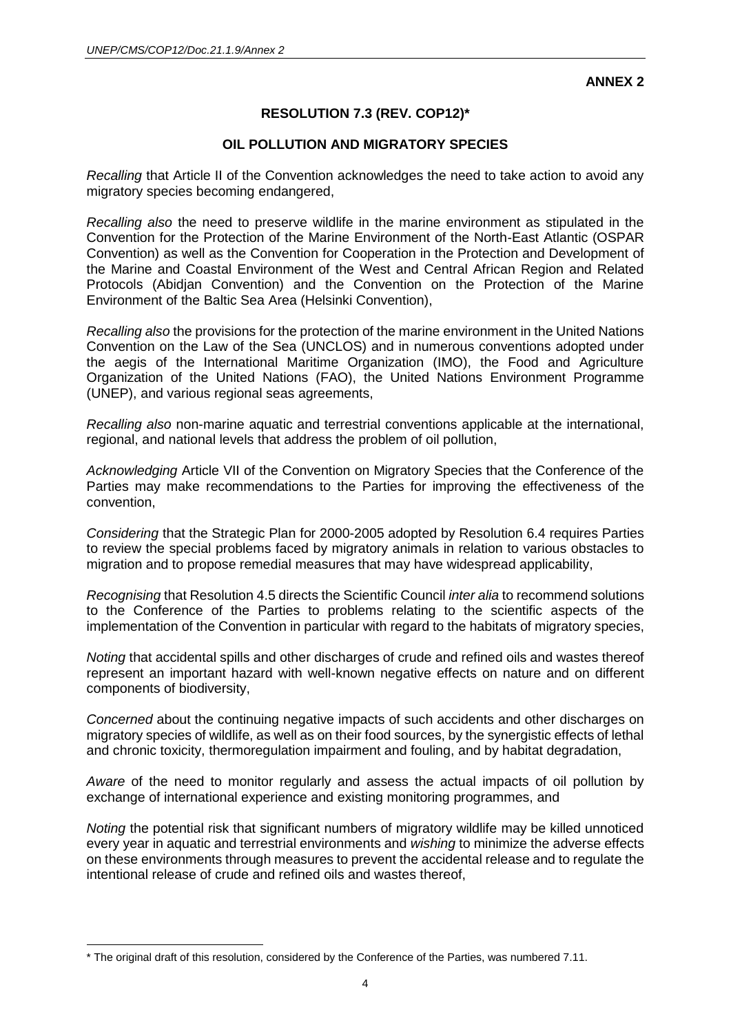**ANNEX 2**

## RESOLUTION 7.3 (REV. COP12)*

### OIL POLLUTION AND MIGRATORY SPECIES

*Recalling* that Article II of the Convention acknowledges the need to take action to avoid any migratory species becoming endangered,

*Recalling also* the need to preserve wildlife in the marine environment as stipulated in the Convention for the Protection of the Marine Environment of the North-East Atlantic (OSPAR Convention) as well as the Convention for Cooperation in the Protection and Development of the Marine and Coastal Environment of the West and Central African Region and Related Protocols (Abidjan Convention) and the Convention on the Protection of the Marine Environment of the Baltic Sea Area (Helsinki Convention),

*Recalling also* the provisions for the protection of the marine environment in the United Nations Convention on the Law of the Sea (UNCLOS) and in numerous conventions adopted under the aegis of the International Maritime Organization (IMO), the Food and Agriculture Organization of the United Nations (FAO), the United Nations Environment Programme (UNEP), and various regional seas agreements,

*Recalling also* non-marine aquatic and terrestrial conventions applicable at the international, regional, and national levels that address the problem of oil pollution,

*Acknowledging* Article VII of the Convention on Migratory Species that the Conference of the Parties may make recommendations to the Parties for improving the effectiveness of the convention,

*Considering* that the Strategic Plan for 2000-2005 adopted by Resolution 6.4 requires Parties to review the special problems faced by migratory animals in relation to various obstacles to migration and to propose remedial measures that may have widespread applicability,

*Recognising* that Resolution 4.5 directs the Scientific Council *inter alia* to recommend solutions to the Conference of the Parties to problems relating to the scientific aspects of the implementation of the Convention in particular with regard to the habitats of migratory species,

*Noting* that accidental spills and other discharges of crude and refined oils and wastes thereof represent an important hazard with well-known negative effects on nature and on different components of biodiversity,

*Concerned* about the continuing negative impacts of such accidents and other discharges on migratory species of wildlife, as well as on their food sources, by the synergistic effects of lethal and chronic toxicity, thermoregulation impairment and fouling, and by habitat degradation,

*Aware* of the need to monitor regularly and assess the actual impacts of oil pollution by exchange of international experience and existing monitoring programmes, and

*Noting* the potential risk that significant numbers of migratory wildlife may be killed unnoticed every year in aquatic and terrestrial environments and *wishing* to minimize the adverse effects on these environments through measures to prevent the accidental release and to regulate the intentional release of crude and refined oils and wastes thereof,

---

\* The original draft of this resolution, considered by the Conference of the Parties, was numbered 7.11.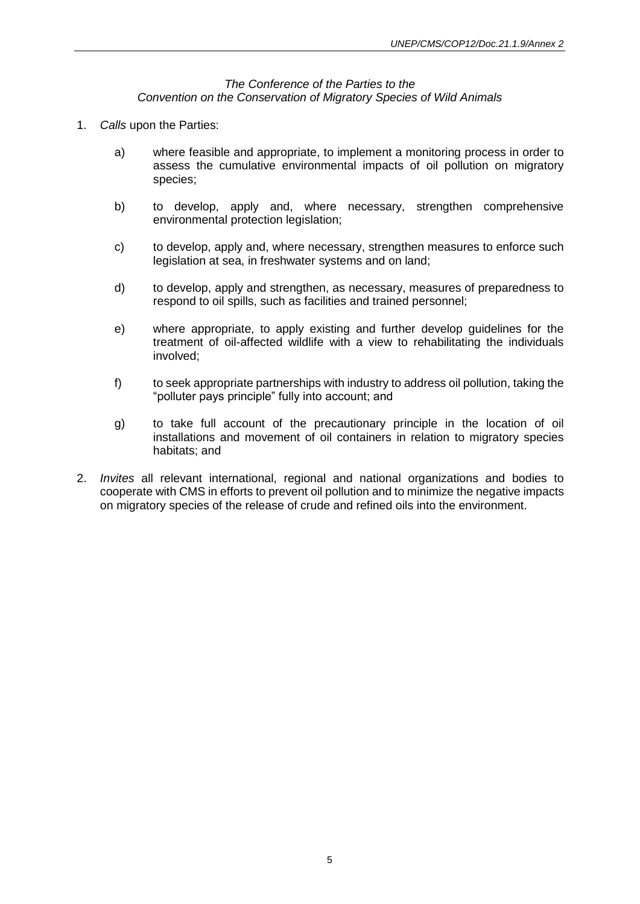*The Conference of the Parties to the*
*Convention on the Conservation of Migratory Species of Wild Animals*

1. *Calls* upon the Parties:

   a) where feasible and appropriate, to implement a monitoring process in order to assess the cumulative environmental impacts of oil pollution on migratory species;

   b) to develop, apply and, where necessary, strengthen comprehensive environmental protection legislation;

   c) to develop, apply and, where necessary, strengthen measures to enforce such legislation at sea, in freshwater systems and on land;

   d) to develop, apply and strengthen, as necessary, measures of preparedness to respond to oil spills, such as facilities and trained personnel;

   e) where appropriate, to apply existing and further develop guidelines for the treatment of oil-affected wildlife with a view to rehabilitating the individuals involved;

   f) to seek appropriate partnerships with industry to address oil pollution, taking the "polluter pays principle" fully into account; and

   g) to take full account of the precautionary principle in the location of oil installations and movement of oil containers in relation to migratory species habitats; and

2. *Invites* all relevant international, regional and national organizations and bodies to cooperate with CMS in efforts to prevent oil pollution and to minimize the negative impacts on migratory species of the release of crude and refined oils into the environment.